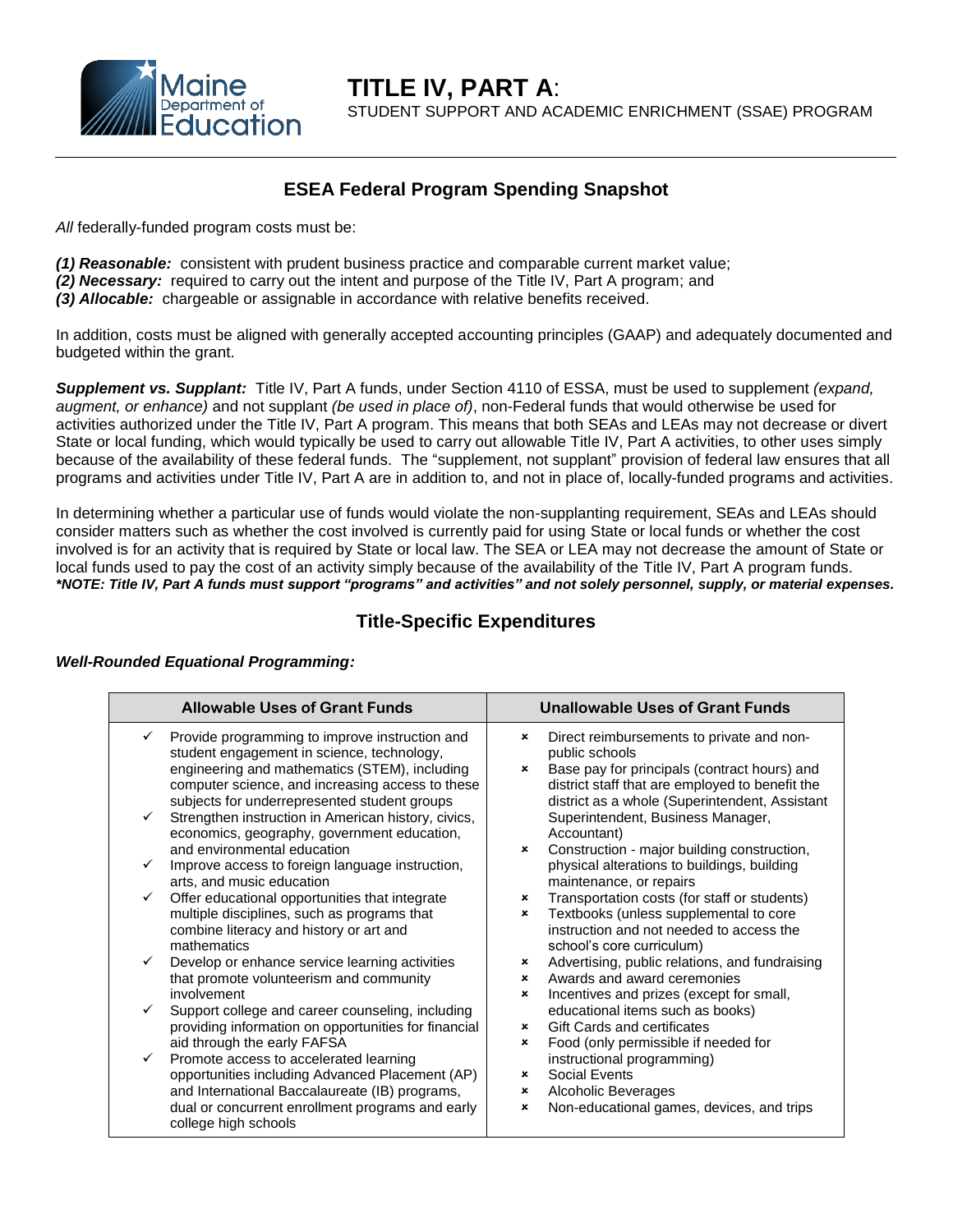# TITLE IV, PART A:

STUDENT SUPPORT AND ACADEMIC ENRICHMENT (SSAE) PROGRAM

## ESEA Federal Program Spending Snapshot

*All* federally-funded program costs must be:

***(1) Reasonable:*** consistent with prudent business practice and comparable current market value;
***(2) Necessary:*** required to carry out the intent and purpose of the Title IV, Part A program; and
***(3) Allocable:*** chargeable or assignable in accordance with relative benefits received.

In addition, costs must be aligned with generally accepted accounting principles (GAAP) and adequately documented and budgeted within the grant.

***Supplement vs. Supplant:*** Title IV, Part A funds, under Section 4110 of ESSA, must be used to supplement *(expand, augment, or enhance)* and not supplant *(be used in place of)*, non-Federal funds that would otherwise be used for activities authorized under the Title IV, Part A program. This means that both SEAs and LEAs may not decrease or divert State or local funding, which would typically be used to carry out allowable Title IV, Part A activities, to other uses simply because of the availability of these federal funds. The "supplement, not supplant" provision of federal law ensures that all programs and activities under Title IV, Part A are in addition to, and not in place of, locally-funded programs and activities.

In determining whether a particular use of funds would violate the non-supplanting requirement, SEAs and LEAs should consider matters such as whether the cost involved is currently paid for using State or local funds or whether the cost involved is for an activity that is required by State or local law. The SEA or LEA may not decrease the amount of State or local funds used to pay the cost of an activity simply because of the availability of the Title IV, Part A program funds.
***\*NOTE: Title IV, Part A funds must support "programs" and activities" and not solely personnel, supply, or material expenses.***

## Title-Specific Expenditures

***Well-Rounded Equational Programming:***

| Allowable Uses of Grant Funds | Unallowable Uses of Grant Funds |
|---|---|
| ✓ Provide programming to improve instruction and student engagement in science, technology, engineering and mathematics (STEM), including computer science, and increasing access to these subjects for underrepresented student groups<br>✓ Strengthen instruction in American history, civics, economics, geography, government education, and environmental education<br>✓ Improve access to foreign language instruction, arts, and music education<br>✓ Offer educational opportunities that integrate multiple disciplines, such as programs that combine literacy and history or art and mathematics<br>✓ Develop or enhance service learning activities that promote volunteerism and community involvement<br>✓ Support college and career counseling, including providing information on opportunities for financial aid through the early FAFSA<br>✓ Promote access to accelerated learning opportunities including Advanced Placement (AP) and International Baccalaureate (IB) programs, dual or concurrent enrollment programs and early college high schools | ✗ Direct reimbursements to private and non-public schools<br>✗ Base pay for principals (contract hours) and district staff that are employed to benefit the district as a whole (Superintendent, Assistant Superintendent, Business Manager, Accountant)<br>✗ Construction - major building construction, physical alterations to buildings, building maintenance, or repairs<br>✗ Transportation costs (for staff or students)<br>✗ Textbooks (unless supplemental to core instruction and not needed to access the school's core curriculum)<br>✗ Advertising, public relations, and fundraising<br>✗ Awards and award ceremonies<br>✗ Incentives and prizes (except for small, educational items such as books)<br>✗ Gift Cards and certificates<br>✗ Food (only permissible if needed for instructional programming)<br>✗ Social Events<br>✗ Alcoholic Beverages<br>✗ Non-educational games, devices, and trips |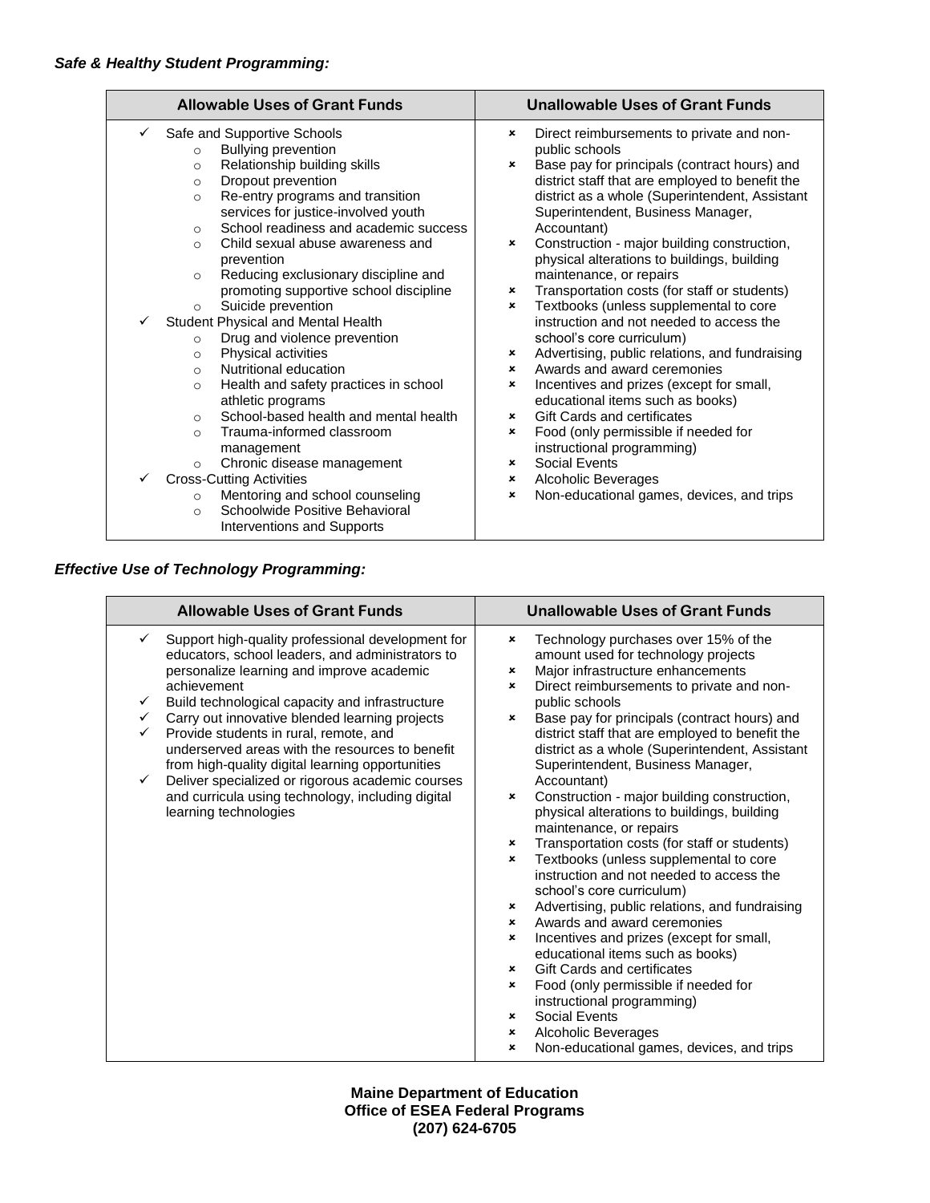***Safe & Healthy Student Programming:***

| Allowable Uses of Grant Funds | Unallowable Uses of Grant Funds |
|---|---|
| ✓ Safe and Supportive Schools<br>○ Bullying prevention<br>○ Relationship building skills<br>○ Dropout prevention<br>○ Re-entry programs and transition services for justice-involved youth<br>○ School readiness and academic success<br>○ Child sexual abuse awareness and prevention<br>○ Reducing exclusionary discipline and promoting supportive school discipline<br>○ Suicide prevention<br>✓ Student Physical and Mental Health<br>○ Drug and violence prevention<br>○ Physical activities<br>○ Nutritional education<br>○ Health and safety practices in school athletic programs<br>○ School-based health and mental health<br>○ Trauma-informed classroom management<br>○ Chronic disease management<br>✓ Cross-Cutting Activities<br>○ Mentoring and school counseling<br>○ Schoolwide Positive Behavioral Interventions and Supports | × Direct reimbursements to private and non-public schools<br>× Base pay for principals (contract hours) and district staff that are employed to benefit the district as a whole (Superintendent, Assistant Superintendent, Business Manager, Accountant)<br>× Construction - major building construction, physical alterations to buildings, building maintenance, or repairs<br>× Transportation costs (for staff or students)<br>× Textbooks (unless supplemental to core instruction and not needed to access the school's core curriculum)<br>× Advertising, public relations, and fundraising<br>× Awards and award ceremonies<br>× Incentives and prizes (except for small, educational items such as books)<br>× Gift Cards and certificates<br>× Food (only permissible if needed for instructional programming)<br>× Social Events<br>× Alcoholic Beverages<br>× Non-educational games, devices, and trips |

***Effective Use of Technology Programming:***

| Allowable Uses of Grant Funds | Unallowable Uses of Grant Funds |
|---|---|
| ✓ Support high-quality professional development for educators, school leaders, and administrators to personalize learning and improve academic achievement<br>✓ Build technological capacity and infrastructure<br>✓ Carry out innovative blended learning projects<br>✓ Provide students in rural, remote, and underserved areas with the resources to benefit from high-quality digital learning opportunities<br>✓ Deliver specialized or rigorous academic courses and curricula using technology, including digital learning technologies | × Technology purchases over 15% of the amount used for technology projects<br>× Major infrastructure enhancements<br>× Direct reimbursements to private and non-public schools<br>× Base pay for principals (contract hours) and district staff that are employed to benefit the district as a whole (Superintendent, Assistant Superintendent, Business Manager, Accountant)<br>× Construction - major building construction, physical alterations to buildings, building maintenance, or repairs<br>× Transportation costs (for staff or students)<br>× Textbooks (unless supplemental to core instruction and not needed to access the school's core curriculum)<br>× Advertising, public relations, and fundraising<br>× Awards and award ceremonies<br>× Incentives and prizes (except for small, educational items such as books)<br>× Gift Cards and certificates<br>× Food (only permissible if needed for instructional programming)<br>× Social Events<br>× Alcoholic Beverages<br>× Non-educational games, devices, and trips |

**Maine Department of Education**
**Office of ESEA Federal Programs**
**(207) 624-6705**